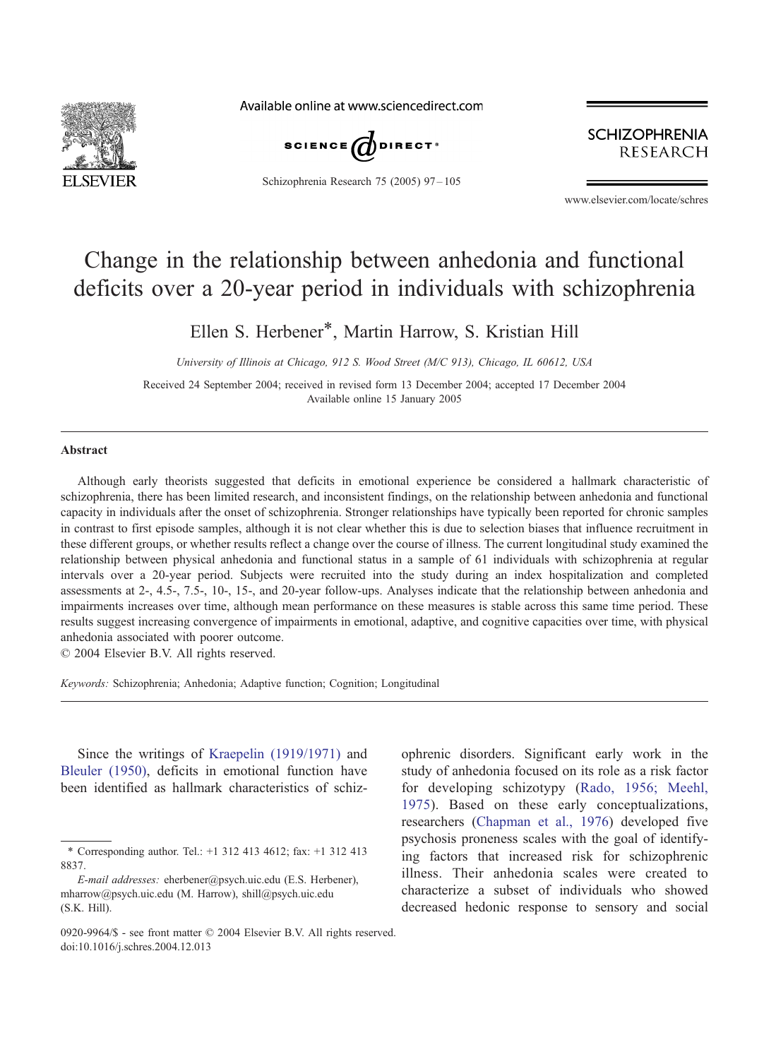# Change in the relationship between anhedonia and functional deficits over a 20-year period in individuals with schizophrenia

Ellen S. Herbener*, Martin Harrow, S. Kristian Hill

*University of Illinois at Chicago, 912 S. Wood Street (M/C 913), Chicago, IL 60612, USA*

Received 24 September 2004; received in revised form 13 December 2004; accepted 17 December 2004
Available online 15 January 2005

## Abstract

Although early theorists suggested that deficits in emotional experience be considered a hallmark characteristic of schizophrenia, there has been limited research, and inconsistent findings, on the relationship between anhedonia and functional capacity in individuals after the onset of schizophrenia. Stronger relationships have typically been reported for chronic samples in contrast to first episode samples, although it is not clear whether this is due to selection biases that influence recruitment in these different groups, or whether results reflect a change over the course of illness. The current longitudinal study examined the relationship between physical anhedonia and functional status in a sample of 61 individuals with schizophrenia at regular intervals over a 20-year period. Subjects were recruited into the study during an index hospitalization and completed assessments at 2-, 4.5-, 7.5-, 10-, 15-, and 20-year follow-ups. Analyses indicate that the relationship between anhedonia and impairments increases over time, although mean performance on these measures is stable across this same time period. These results suggest increasing convergence of impairments in emotional, adaptive, and cognitive capacities over time, with physical anhedonia associated with poorer outcome.

© 2004 Elsevier B.V. All rights reserved.

*Keywords:* Schizophrenia; Anhedonia; Adaptive function; Cognition; Longitudinal

Since the writings of Kraepelin (1919/1971) and Bleuler (1950), deficits in emotional function have been identified as hallmark characteristics of schizophrenic disorders. Significant early work in the study of anhedonia focused on its role as a risk factor for developing schizotypy (Rado, 1956; Meehl, 1975). Based on these early conceptualizations, researchers (Chapman et al., 1976) developed five psychosis proneness scales with the goal of identifying factors that increased risk for schizophrenic illness. Their anhedonia scales were created to characterize a subset of individuals who showed decreased hedonic response to sensory and social

* Corresponding author. Tel.: +1 312 413 4612; fax: +1 312 413 8837.

*E-mail addresses:* eherbener@psych.uic.edu (E.S. Herbener), mharrow@psych.uic.edu (M. Harrow), shill@psych.uic.edu (S.K. Hill).

0920-9964/$ - see front matter © 2004 Elsevier B.V. All rights reserved.
doi:10.1016/j.schres.2004.12.013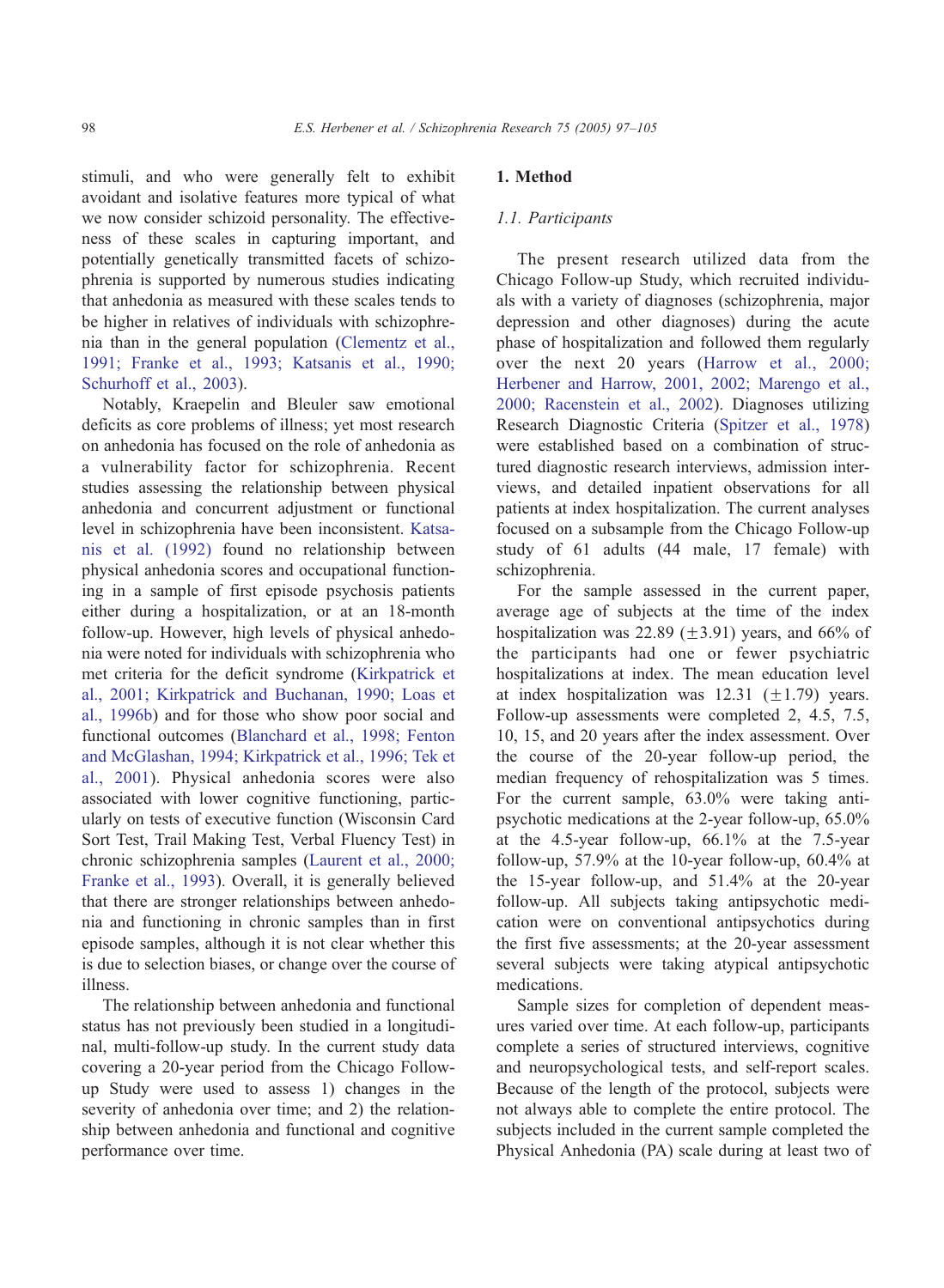stimuli, and who were generally felt to exhibit avoidant and isolative features more typical of what we now consider schizoid personality. The effectiveness of these scales in capturing important, and potentially genetically transmitted facets of schizophrenia is supported by numerous studies indicating that anhedonia as measured with these scales tends to be higher in relatives of individuals with schizophrenia than in the general population (Clementz et al., 1991; Franke et al., 1993; Katsanis et al., 1990; Schurhoff et al., 2003).

Notably, Kraepelin and Bleuler saw emotional deficits as core problems of illness; yet most research on anhedonia has focused on the role of anhedonia as a vulnerability factor for schizophrenia. Recent studies assessing the relationship between physical anhedonia and concurrent adjustment or functional level in schizophrenia have been inconsistent. Katsanis et al. (1992) found no relationship between physical anhedonia scores and occupational functioning in a sample of first episode psychosis patients either during a hospitalization, or at an 18-month follow-up. However, high levels of physical anhedonia were noted for individuals with schizophrenia who met criteria for the deficit syndrome (Kirkpatrick et al., 2001; Kirkpatrick and Buchanan, 1990; Loas et al., 1996b) and for those who show poor social and functional outcomes (Blanchard et al., 1998; Fenton and McGlashan, 1994; Kirkpatrick et al., 1996; Tek et al., 2001). Physical anhedonia scores were also associated with lower cognitive functioning, particularly on tests of executive function (Wisconsin Card Sort Test, Trail Making Test, Verbal Fluency Test) in chronic schizophrenia samples (Laurent et al., 2000; Franke et al., 1993). Overall, it is generally believed that there are stronger relationships between anhedonia and functioning in chronic samples than in first episode samples, although it is not clear whether this is due to selection biases, or change over the course of illness.

The relationship between anhedonia and functional status has not previously been studied in a longitudinal, multi-follow-up study. In the current study data covering a 20-year period from the Chicago Follow-up Study were used to assess 1) changes in the severity of anhedonia over time; and 2) the relationship between anhedonia and functional and cognitive performance over time.

## 1. Method

### *1.1. Participants*

The present research utilized data from the Chicago Follow-up Study, which recruited individuals with a variety of diagnoses (schizophrenia, major depression and other diagnoses) during the acute phase of hospitalization and followed them regularly over the next 20 years (Harrow et al., 2000; Herbener and Harrow, 2001, 2002; Marengo et al., 2000; Racenstein et al., 2002). Diagnoses utilizing Research Diagnostic Criteria (Spitzer et al., 1978) were established based on a combination of structured diagnostic research interviews, admission interviews, and detailed inpatient observations for all patients at index hospitalization. The current analyses focused on a subsample from the Chicago Follow-up study of 61 adults (44 male, 17 female) with schizophrenia.

For the sample assessed in the current paper, average age of subjects at the time of the index hospitalization was 22.89 ($\pm$3.91) years, and 66% of the participants had one or fewer psychiatric hospitalizations at index. The mean education level at index hospitalization was 12.31 ($\pm$1.79) years. Follow-up assessments were completed 2, 4.5, 7.5, 10, 15, and 20 years after the index assessment. Over the course of the 20-year follow-up period, the median frequency of rehospitalization was 5 times. For the current sample, 63.0% were taking antipsychotic medications at the 2-year follow-up, 65.0% at the 4.5-year follow-up, 66.1% at the 7.5-year follow-up, 57.9% at the 10-year follow-up, 60.4% at the 15-year follow-up, and 51.4% at the 20-year follow-up. All subjects taking antipsychotic medication were on conventional antipsychotics during the first five assessments; at the 20-year assessment several subjects were taking atypical antipsychotic medications.

Sample sizes for completion of dependent measures varied over time. At each follow-up, participants complete a series of structured interviews, cognitive and neuropsychological tests, and self-report scales. Because of the length of the protocol, subjects were not always able to complete the entire protocol. The subjects included in the current sample completed the Physical Anhedonia (PA) scale during at least two of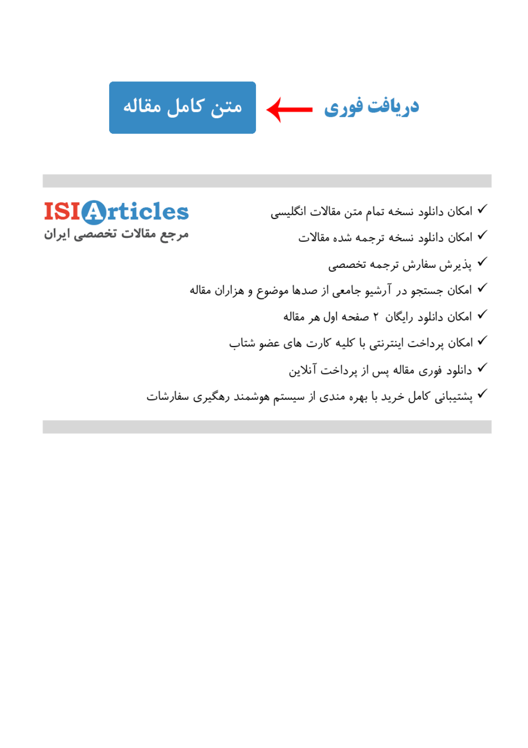دریافت فوری ← **متن کامل مقاله**

**ISIArticles**
مرجع مقالات تخصصی ایران

- ✓ امکان دانلود نسخه تمام متن مقالات انگلیسی
- ✓ امکان دانلود نسخه ترجمه شده مقالات
- ✓ پذیرش سفارش ترجمه تخصصی
- ✓ امکان جستجو در آرشیو جامعی از صدها موضوع و هزاران مقاله
- ✓ امکان دانلود رایگان ۲ صفحه اول هر مقاله
- ✓ امکان پرداخت اینترنتی با کلیه کارت های عضو شتاب
- ✓ دانلود فوری مقاله پس از پرداخت آنلاین
- ✓ پشتیبانی کامل خرید با بهره مندی از سیستم هوشمند رهگیری سفارشات